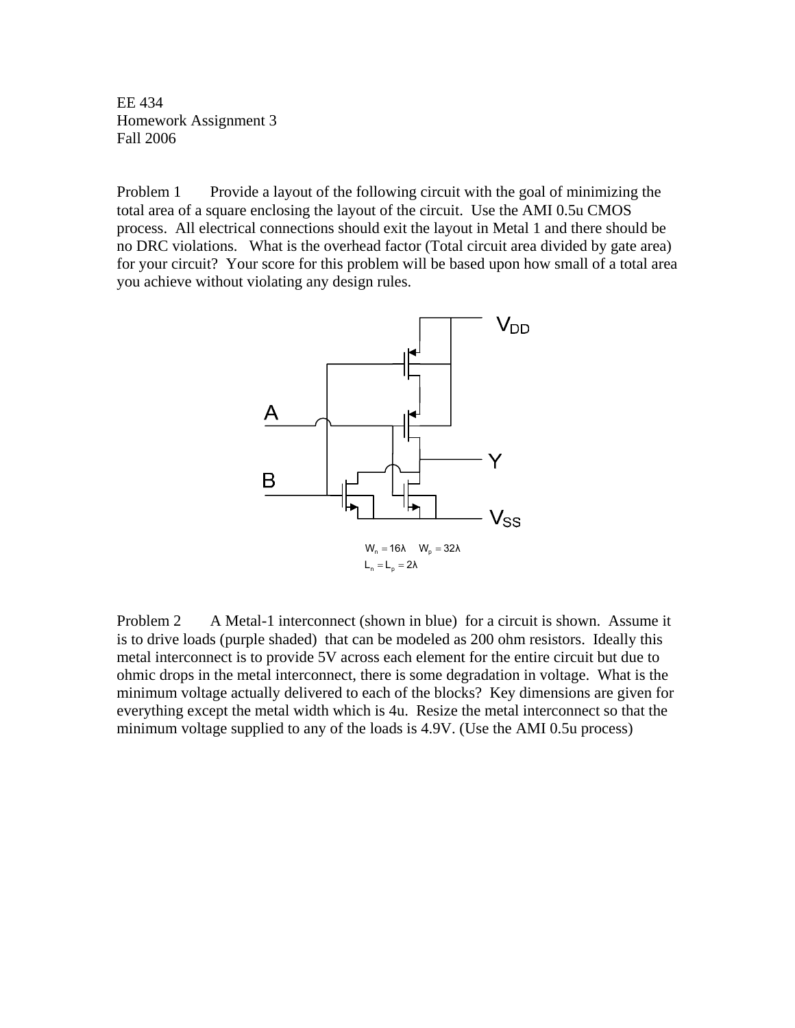EE 434
Homework Assignment 3
Fall 2006

Problem 1 Provide a layout of the following circuit with the goal of minimizing the total area of a square enclosing the layout of the circuit. Use the AMI 0.5u CMOS process. All electrical connections should exit the layout in Metal 1 and there should be no DRC violations. What is the overhead factor (Total circuit area divided by gate area) for your circuit? Your score for this problem will be based upon how small of a total area you achieve without violating any design rules.

$W_n = 16\lambda \quad W_p = 32\lambda$

$L_n = L_p = 2\lambda$

Problem 2 A Metal-1 interconnect (shown in blue) for a circuit is shown. Assume it is to drive loads (purple shaded) that can be modeled as 200 ohm resistors. Ideally this metal interconnect is to provide 5V across each element for the entire circuit but due to ohmic drops in the metal interconnect, there is some degradation in voltage. What is the minimum voltage actually delivered to each of the blocks? Key dimensions are given for everything except the metal width which is 4u. Resize the metal interconnect so that the minimum voltage supplied to any of the loads is 4.9V. (Use the AMI 0.5u process)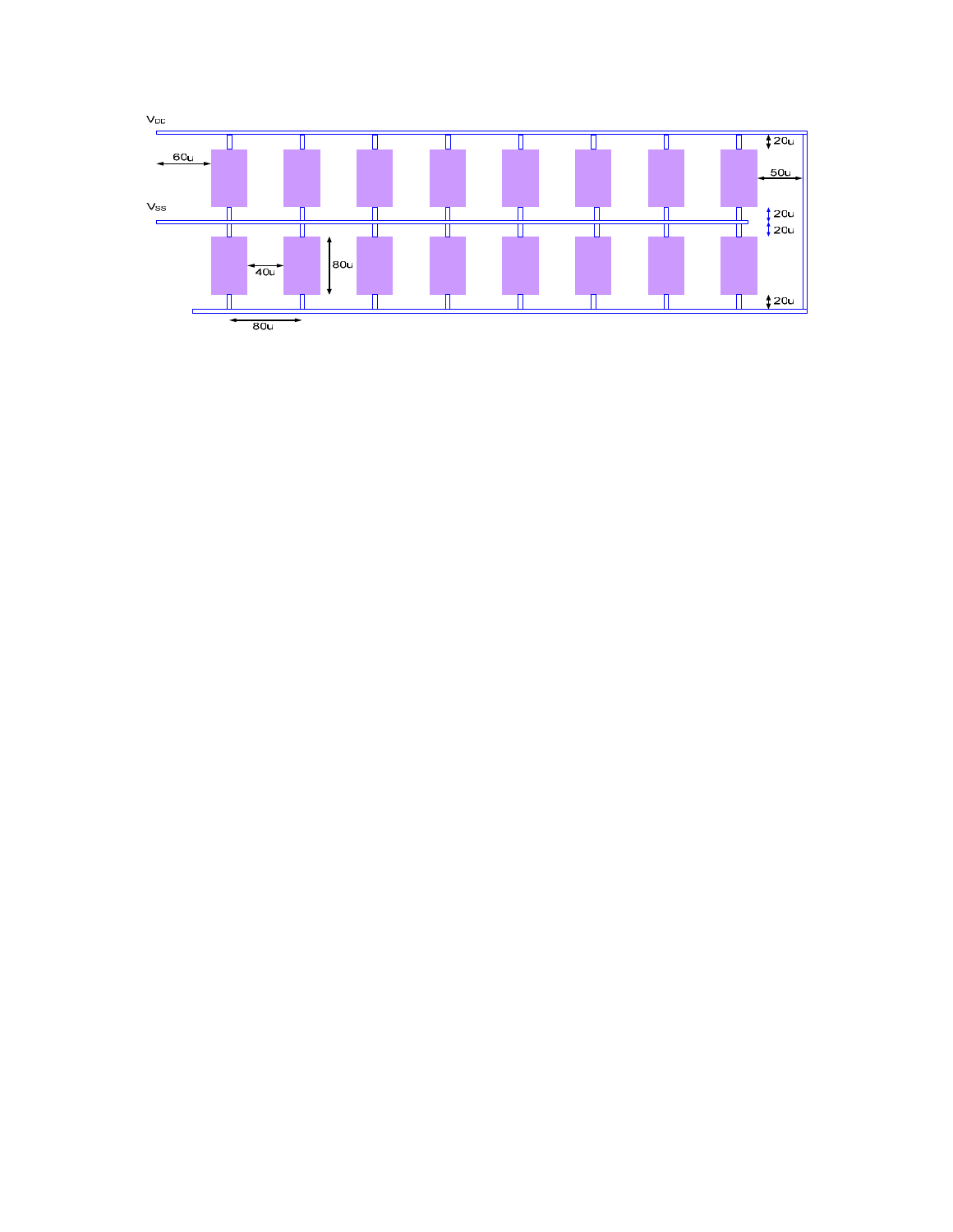VDD

VSS

60u

50u

20u

20u

20u

40u

80u

20u

80u